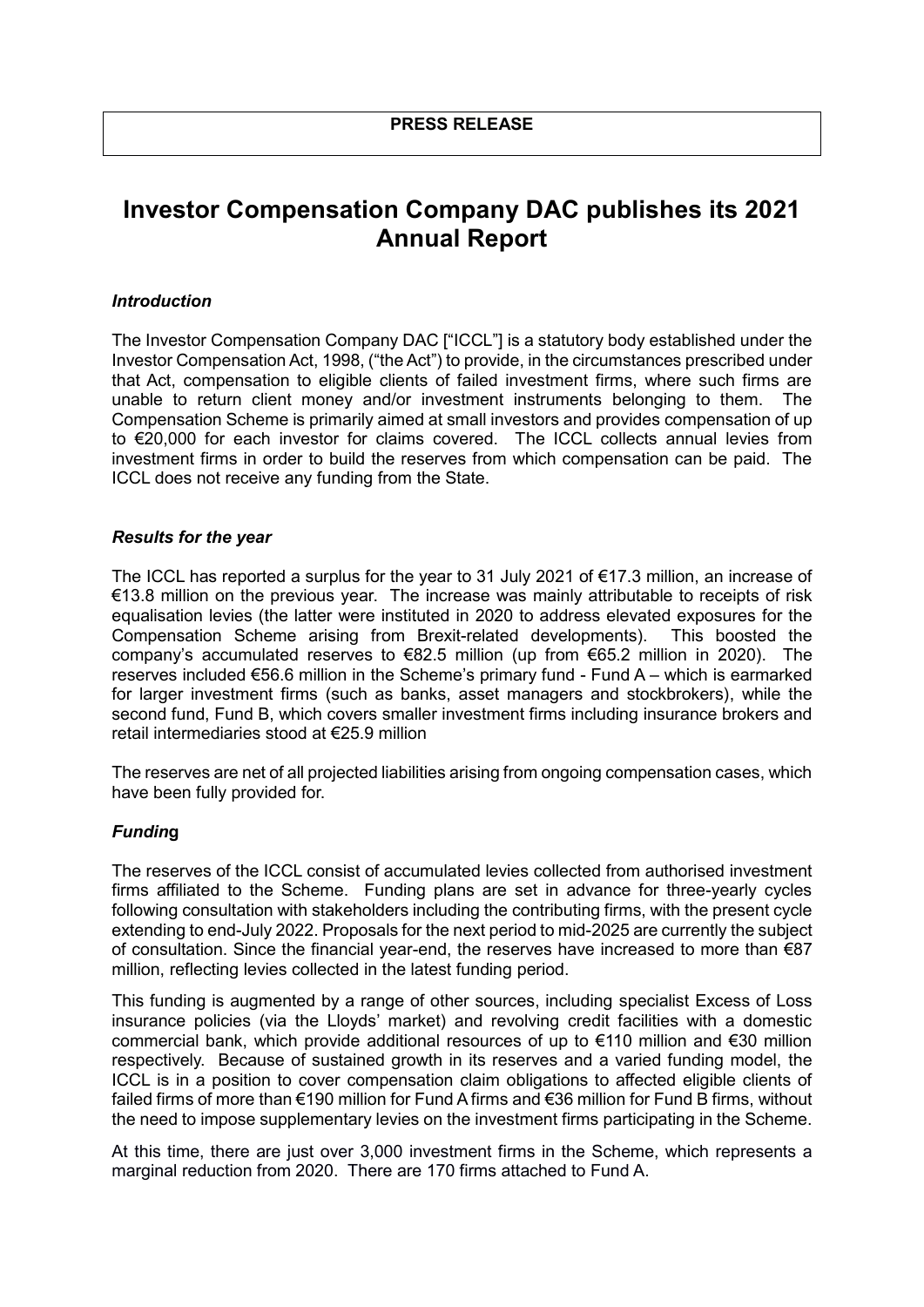**PRESS RELEASE**

# Investor Compensation Company DAC publishes its 2021 Annual Report

### *Introduction*

The Investor Compensation Company DAC ["ICCL"] is a statutory body established under the Investor Compensation Act, 1998, ("the Act") to provide, in the circumstances prescribed under that Act, compensation to eligible clients of failed investment firms, where such firms are unable to return client money and/or investment instruments belonging to them. The Compensation Scheme is primarily aimed at small investors and provides compensation of up to €20,000 for each investor for claims covered. The ICCL collects annual levies from investment firms in order to build the reserves from which compensation can be paid. The ICCL does not receive any funding from the State.

### *Results for the year*

The ICCL has reported a surplus for the year to 31 July 2021 of €17.3 million, an increase of €13.8 million on the previous year. The increase was mainly attributable to receipts of risk equalisation levies (the latter were instituted in 2020 to address elevated exposures for the Compensation Scheme arising from Brexit-related developments). This boosted the company's accumulated reserves to €82.5 million (up from €65.2 million in 2020). The reserves included €56.6 million in the Scheme's primary fund - Fund A – which is earmarked for larger investment firms (such as banks, asset managers and stockbrokers), while the second fund, Fund B, which covers smaller investment firms including insurance brokers and retail intermediaries stood at €25.9 million

The reserves are net of all projected liabilities arising from ongoing compensation cases, which have been fully provided for.

### *Funding*

The reserves of the ICCL consist of accumulated levies collected from authorised investment firms affiliated to the Scheme. Funding plans are set in advance for three-yearly cycles following consultation with stakeholders including the contributing firms, with the present cycle extending to end-July 2022. Proposals for the next period to mid-2025 are currently the subject of consultation. Since the financial year-end, the reserves have increased to more than €87 million, reflecting levies collected in the latest funding period.

This funding is augmented by a range of other sources, including specialist Excess of Loss insurance policies (via the Lloyds' market) and revolving credit facilities with a domestic commercial bank, which provide additional resources of up to €110 million and €30 million respectively. Because of sustained growth in its reserves and a varied funding model, the ICCL is in a position to cover compensation claim obligations to affected eligible clients of failed firms of more than €190 million for Fund A firms and €36 million for Fund B firms, without the need to impose supplementary levies on the investment firms participating in the Scheme.

At this time, there are just over 3,000 investment firms in the Scheme, which represents a marginal reduction from 2020. There are 170 firms attached to Fund A.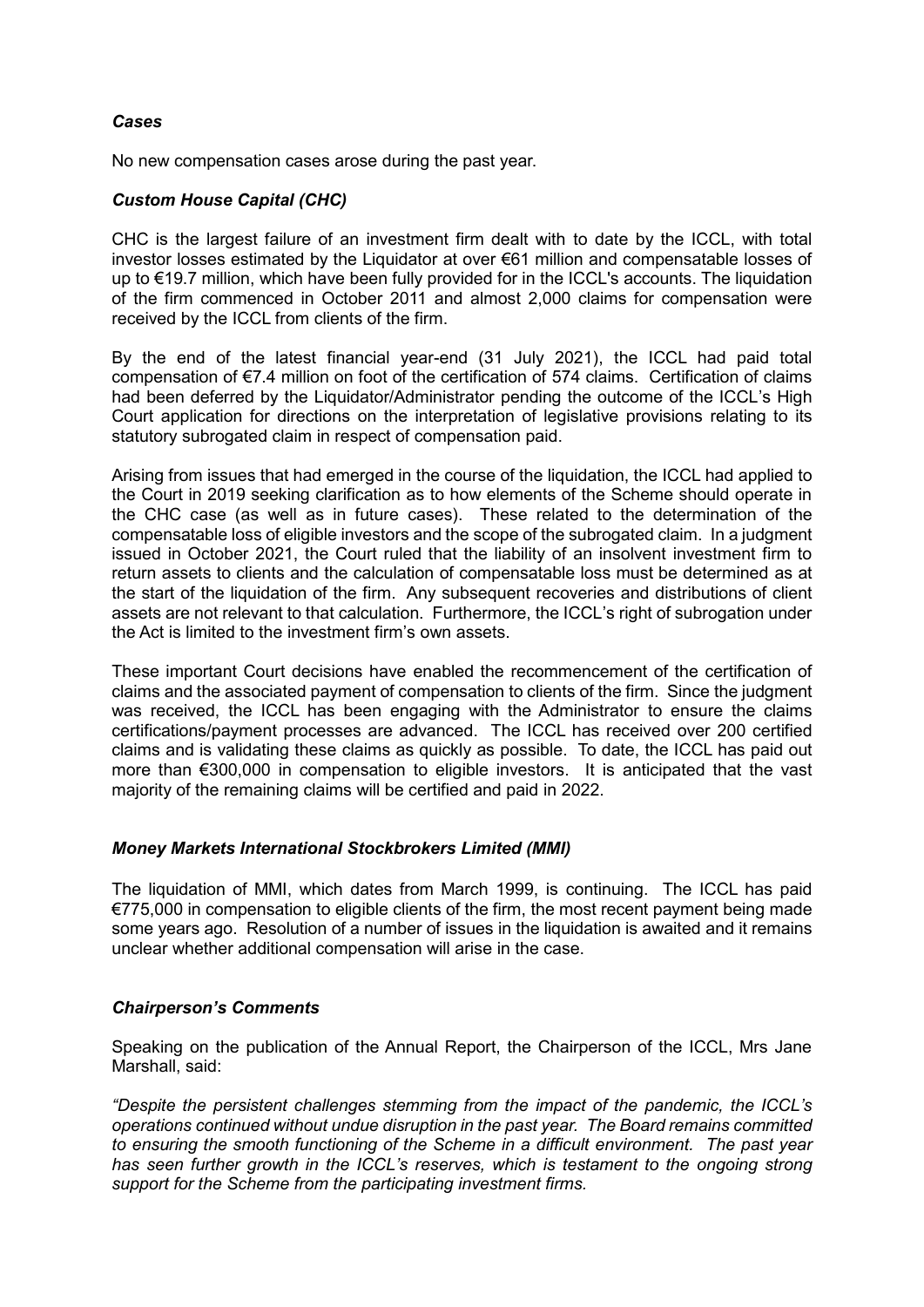### *Cases*

No new compensation cases arose during the past year.

### *Custom House Capital (CHC)*

CHC is the largest failure of an investment firm dealt with to date by the ICCL, with total investor losses estimated by the Liquidator at over €61 million and compensatable losses of up to €19.7 million, which have been fully provided for in the ICCL's accounts. The liquidation of the firm commenced in October 2011 and almost 2,000 claims for compensation were received by the ICCL from clients of the firm.

By the end of the latest financial year-end (31 July 2021), the ICCL had paid total compensation of €7.4 million on foot of the certification of 574 claims. Certification of claims had been deferred by the Liquidator/Administrator pending the outcome of the ICCL's High Court application for directions on the interpretation of legislative provisions relating to its statutory subrogated claim in respect of compensation paid.

Arising from issues that had emerged in the course of the liquidation, the ICCL had applied to the Court in 2019 seeking clarification as to how elements of the Scheme should operate in the CHC case (as well as in future cases). These related to the determination of the compensatable loss of eligible investors and the scope of the subrogated claim. In a judgment issued in October 2021, the Court ruled that the liability of an insolvent investment firm to return assets to clients and the calculation of compensatable loss must be determined as at the start of the liquidation of the firm. Any subsequent recoveries and distributions of client assets are not relevant to that calculation. Furthermore, the ICCL's right of subrogation under the Act is limited to the investment firm's own assets.

These important Court decisions have enabled the recommencement of the certification of claims and the associated payment of compensation to clients of the firm. Since the judgment was received, the ICCL has been engaging with the Administrator to ensure the claims certifications/payment processes are advanced. The ICCL has received over 200 certified claims and is validating these claims as quickly as possible. To date, the ICCL has paid out more than €300,000 in compensation to eligible investors. It is anticipated that the vast majority of the remaining claims will be certified and paid in 2022.

### *Money Markets International Stockbrokers Limited (MMI)*

The liquidation of MMI, which dates from March 1999, is continuing. The ICCL has paid €775,000 in compensation to eligible clients of the firm, the most recent payment being made some years ago. Resolution of a number of issues in the liquidation is awaited and it remains unclear whether additional compensation will arise in the case.

### *Chairperson's Comments*

Speaking on the publication of the Annual Report, the Chairperson of the ICCL, Mrs Jane Marshall, said:

*"Despite the persistent challenges stemming from the impact of the pandemic, the ICCL's operations continued without undue disruption in the past year. The Board remains committed to ensuring the smooth functioning of the Scheme in a difficult environment. The past year has seen further growth in the ICCL's reserves, which is testament to the ongoing strong support for the Scheme from the participating investment firms.*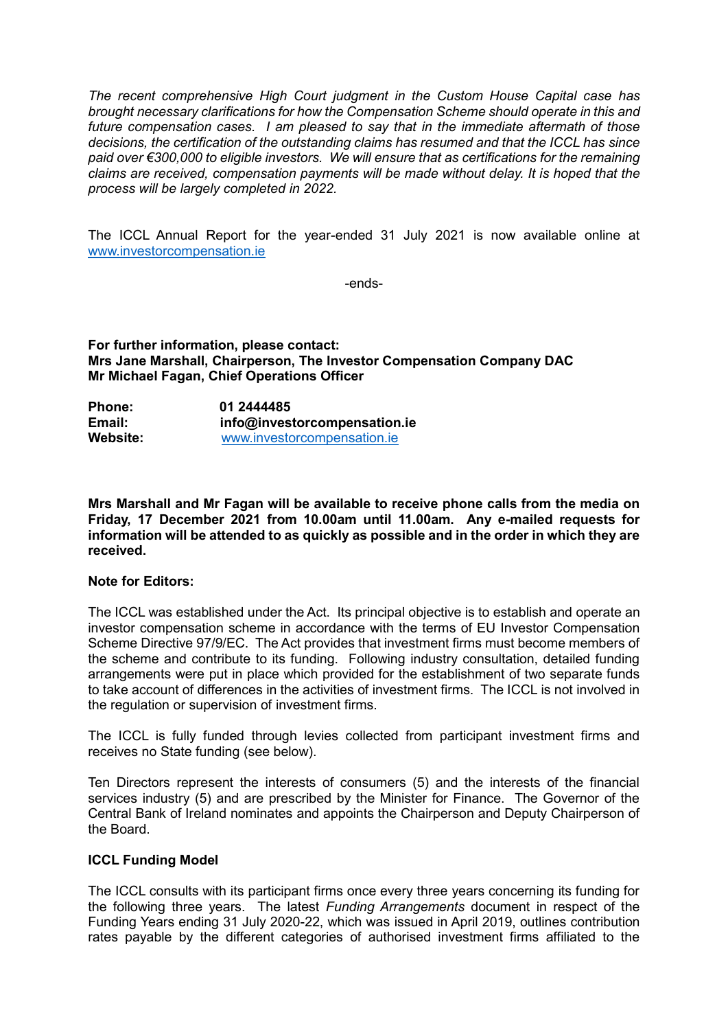*The recent comprehensive High Court judgment in the Custom House Capital case has brought necessary clarifications for how the Compensation Scheme should operate in this and future compensation cases. I am pleased to say that in the immediate aftermath of those decisions, the certification of the outstanding claims has resumed and that the ICCL has since paid over €300,000 to eligible investors. We will ensure that as certifications for the remaining claims are received, compensation payments will be made without delay. It is hoped that the process will be largely completed in 2022.*

The ICCL Annual Report for the year-ended 31 July 2021 is now available online at www.investorcompensation.ie

-ends-

**For further information, please contact:**
**Mrs Jane Marshall, Chairperson, The Investor Compensation Company DAC**
**Mr Michael Fagan, Chief Operations Officer**

| | |
|---|---|
| **Phone:** | **01 2444485** |
| **Email:** | **info@investorcompensation.ie** |
| **Website:** | www.investorcompensation.ie |

**Mrs Marshall and Mr Fagan will be available to receive phone calls from the media on Friday, 17 December 2021 from 10.00am until 11.00am. Any e-mailed requests for information will be attended to as quickly as possible and in the order in which they are received.**

**Note for Editors:**

The ICCL was established under the Act. Its principal objective is to establish and operate an investor compensation scheme in accordance with the terms of EU Investor Compensation Scheme Directive 97/9/EC. The Act provides that investment firms must become members of the scheme and contribute to its funding. Following industry consultation, detailed funding arrangements were put in place which provided for the establishment of two separate funds to take account of differences in the activities of investment firms. The ICCL is not involved in the regulation or supervision of investment firms.

The ICCL is fully funded through levies collected from participant investment firms and receives no State funding (see below).

Ten Directors represent the interests of consumers (5) and the interests of the financial services industry (5) and are prescribed by the Minister for Finance. The Governor of the Central Bank of Ireland nominates and appoints the Chairperson and Deputy Chairperson of the Board.

**ICCL Funding Model**

The ICCL consults with its participant firms once every three years concerning its funding for the following three years. The latest *Funding Arrangements* document in respect of the Funding Years ending 31 July 2020-22, which was issued in April 2019, outlines contribution rates payable by the different categories of authorised investment firms affiliated to the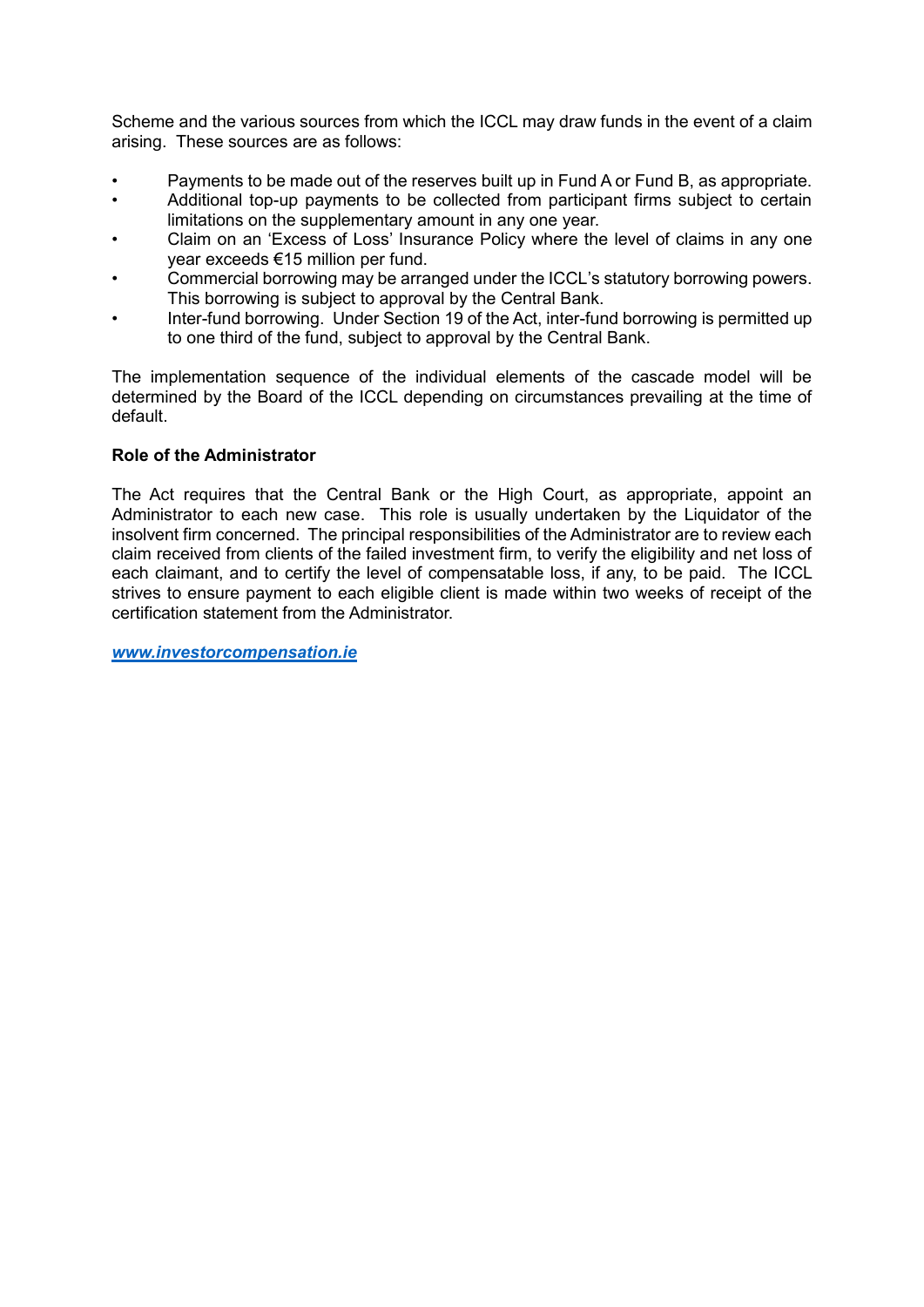Scheme and the various sources from which the ICCL may draw funds in the event of a claim arising. These sources are as follows:

- Payments to be made out of the reserves built up in Fund A or Fund B, as appropriate.
- Additional top-up payments to be collected from participant firms subject to certain limitations on the supplementary amount in any one year.
- Claim on an 'Excess of Loss' Insurance Policy where the level of claims in any one year exceeds €15 million per fund.
- Commercial borrowing may be arranged under the ICCL's statutory borrowing powers. This borrowing is subject to approval by the Central Bank.
- Inter-fund borrowing. Under Section 19 of the Act, inter-fund borrowing is permitted up to one third of the fund, subject to approval by the Central Bank.

The implementation sequence of the individual elements of the cascade model will be determined by the Board of the ICCL depending on circumstances prevailing at the time of default.

**Role of the Administrator**

The Act requires that the Central Bank or the High Court, as appropriate, appoint an Administrator to each new case. This role is usually undertaken by the Liquidator of the insolvent firm concerned. The principal responsibilities of the Administrator are to review each claim received from clients of the failed investment firm, to verify the eligibility and net loss of each claimant, and to certify the level of compensatable loss, if any, to be paid. The ICCL strives to ensure payment to each eligible client is made within two weeks of receipt of the certification statement from the Administrator.

***www.investorcompensation.ie***